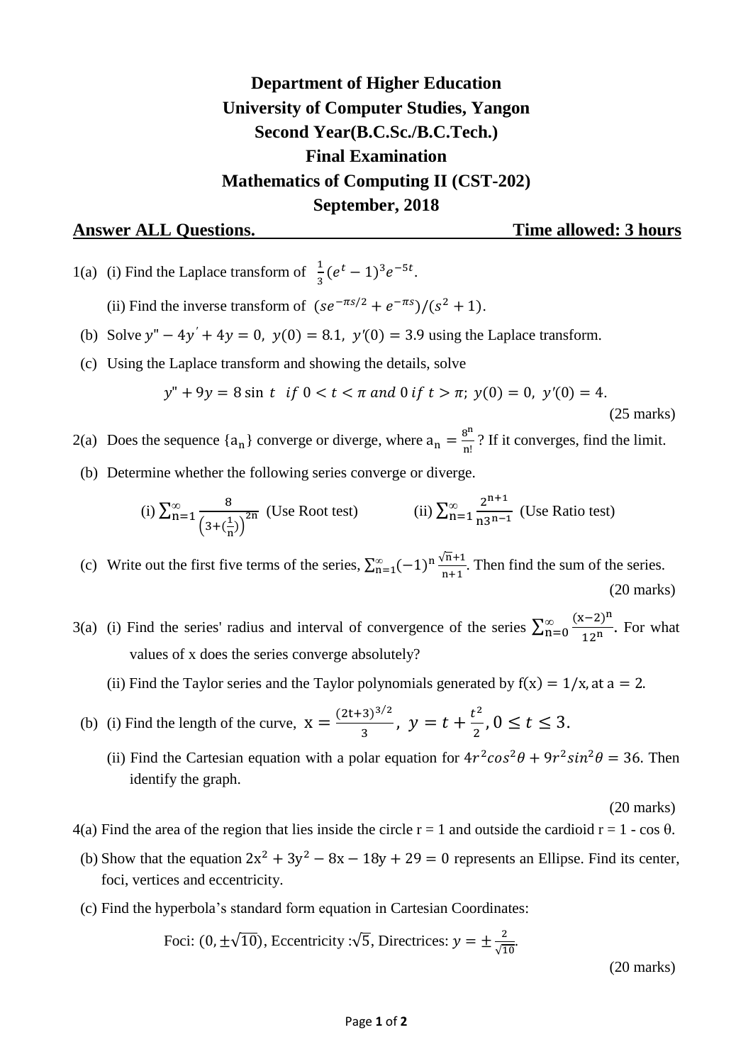# Department of Higher Education
# University of Computer Studies, Yangon
## Second Year(B.C.Sc./B.C.Tech.)
## Final Examination
## Mathematics of Computing II (CST-202)
## September, 2018

**Answer ALL Questions.** **Time allowed: 3 hours**

1(a) (i) Find the Laplace transform of $\frac{1}{3}(e^t - 1)^3 e^{-5t}$.

(ii) Find the inverse transform of $(se^{-\pi s/2} + e^{-\pi s})/(s^2 + 1)$.

(b) Solve $y'' - 4y' + 4y = 0,\ y(0) = 8.1,\ y'(0) = 3.9$ using the Laplace transform.

(c) Using the Laplace transform and showing the details, solve

$$y'' + 9y = 8\sin\ t \quad if\ 0 < t < \pi\ and\ 0\ if\ t > \pi;\ y(0) = 0,\ y'(0) = 4.$$

(25 marks)

2(a) Does the sequence $\{a_n\}$ converge or diverge, where $a_n = \frac{8^n}{n!}$? If it converges, find the limit.

(b) Determine whether the following series converge or diverge.

(i) $\sum_{n=1}^{\infty} \frac{8}{\left(3+\left(\frac{1}{n}\right)\right)^{2n}}$ (Use Root test) (ii) $\sum_{n=1}^{\infty} \frac{2^{n+1}}{n3^{n-1}}$ (Use Ratio test)

(c) Write out the first five terms of the series, $\sum_{n=1}^{\infty}(-1)^n \frac{\sqrt{n}+1}{n+1}$. Then find the sum of the series.

(20 marks)

3(a) (i) Find the series' radius and interval of convergence of the series $\sum_{n=0}^{\infty} \frac{(x-2)^n}{12^n}$. For what values of x does the series converge absolutely?

(ii) Find the Taylor series and the Taylor polynomials generated by $f(x) = 1/x$, at $a = 2$.

(b) (i) Find the length of the curve, $x = \frac{(2t+3)^{3/2}}{3},\ y = t + \frac{t^2}{2}, 0 \le t \le 3.$

(ii) Find the Cartesian equation with a polar equation for $4r^2\cos^2\theta + 9r^2\sin^2\theta = 36$. Then identify the graph.

(20 marks)

4(a) Find the area of the region that lies inside the circle r = 1 and outside the cardioid r = 1 - cos θ.

(b) Show that the equation $2x^2 + 3y^2 - 8x - 18y + 29 = 0$ represents an Ellipse. Find its center, foci, vertices and eccentricity.

(c) Find the hyperbola's standard form equation in Cartesian Coordinates:

Foci: $(0, \pm\sqrt{10})$, Eccentricity :$\sqrt{5}$, Directrices: $y = \pm\frac{2}{\sqrt{10}}$.

(20 marks)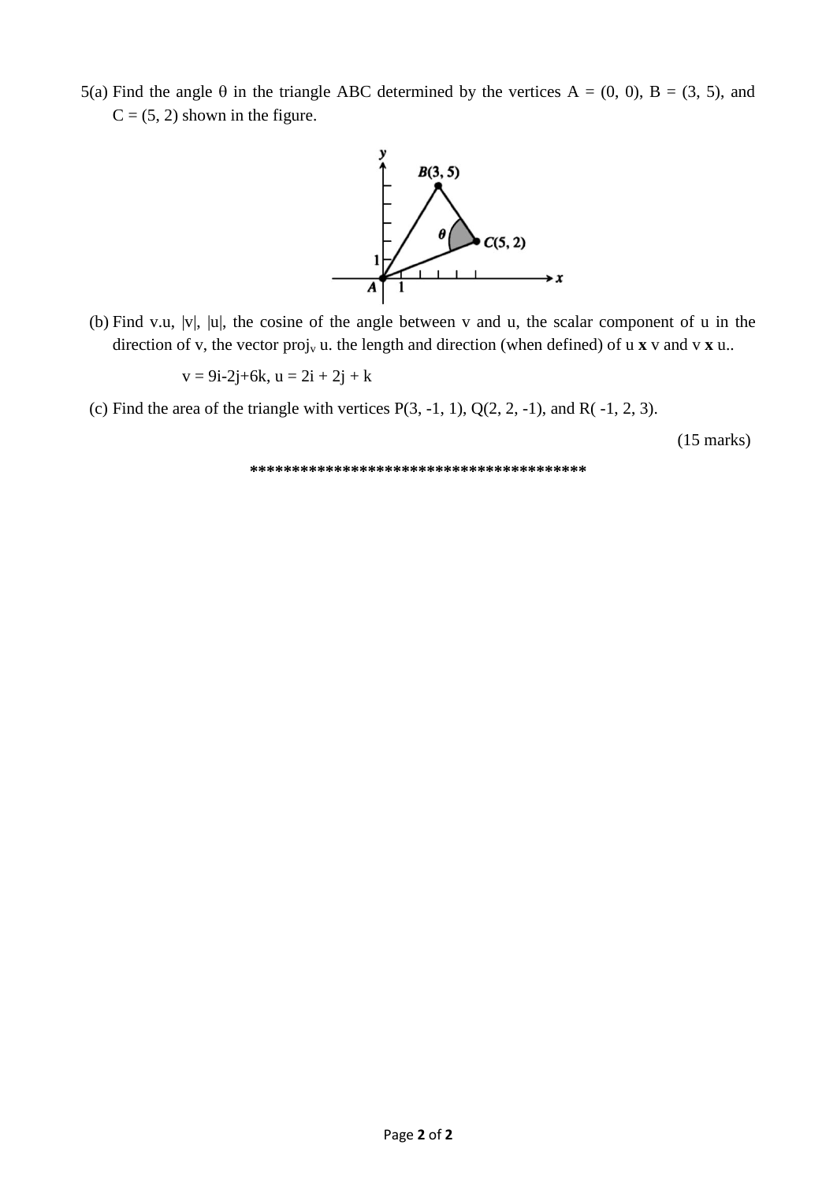5(a) Find the angle $\theta$ in the triangle ABC determined by the vertices A = (0, 0), B = (3, 5), and C = (5, 2) shown in the figure.

y

B(3, 5)

$\theta$

C(5, 2)

1

A

1

x

(b) Find v.u, |v|, |u|, the cosine of the angle between v and u, the scalar component of u in the direction of v, the vector $\text{proj}_v$ u. the length and direction (when defined) of u **x** v and v **x** u..

$$v = 9i-2j+6k, \quad u = 2i + 2j + k$$

(c) Find the area of the triangle with vertices P(3, -1, 1), Q(2, 2, -1), and R( -1, 2, 3).

(15 marks)

****************************************